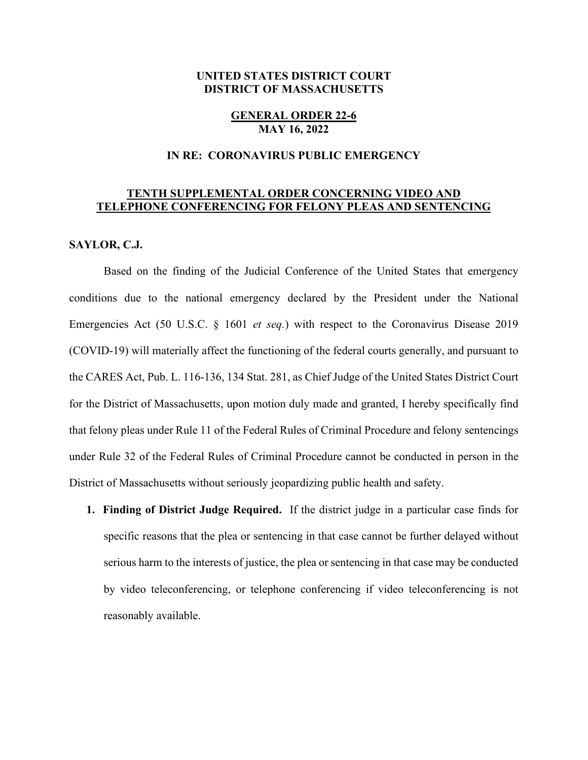**UNITED STATES DISTRICT COURT**
**DISTRICT OF MASSACHUSETTS**

**GENERAL ORDER 22-6**
**MAY 16, 2022**

**IN RE: CORONAVIRUS PUBLIC EMERGENCY**

**TENTH SUPPLEMENTAL ORDER CONCERNING VIDEO AND TELEPHONE CONFERENCING FOR FELONY PLEAS AND SENTENCING**

**SAYLOR, C.J.**

Based on the finding of the Judicial Conference of the United States that emergency conditions due to the national emergency declared by the President under the National Emergencies Act (50 U.S.C. § 1601 *et seq.*) with respect to the Coronavirus Disease 2019 (COVID-19) will materially affect the functioning of the federal courts generally, and pursuant to the CARES Act, Pub. L. 116-136, 134 Stat. 281, as Chief Judge of the United States District Court for the District of Massachusetts, upon motion duly made and granted, I hereby specifically find that felony pleas under Rule 11 of the Federal Rules of Criminal Procedure and felony sentencings under Rule 32 of the Federal Rules of Criminal Procedure cannot be conducted in person in the District of Massachusetts without seriously jeopardizing public health and safety.

1. **Finding of District Judge Required.** If the district judge in a particular case finds for specific reasons that the plea or sentencing in that case cannot be further delayed without serious harm to the interests of justice, the plea or sentencing in that case may be conducted by video teleconferencing, or telephone conferencing if video teleconferencing is not reasonably available.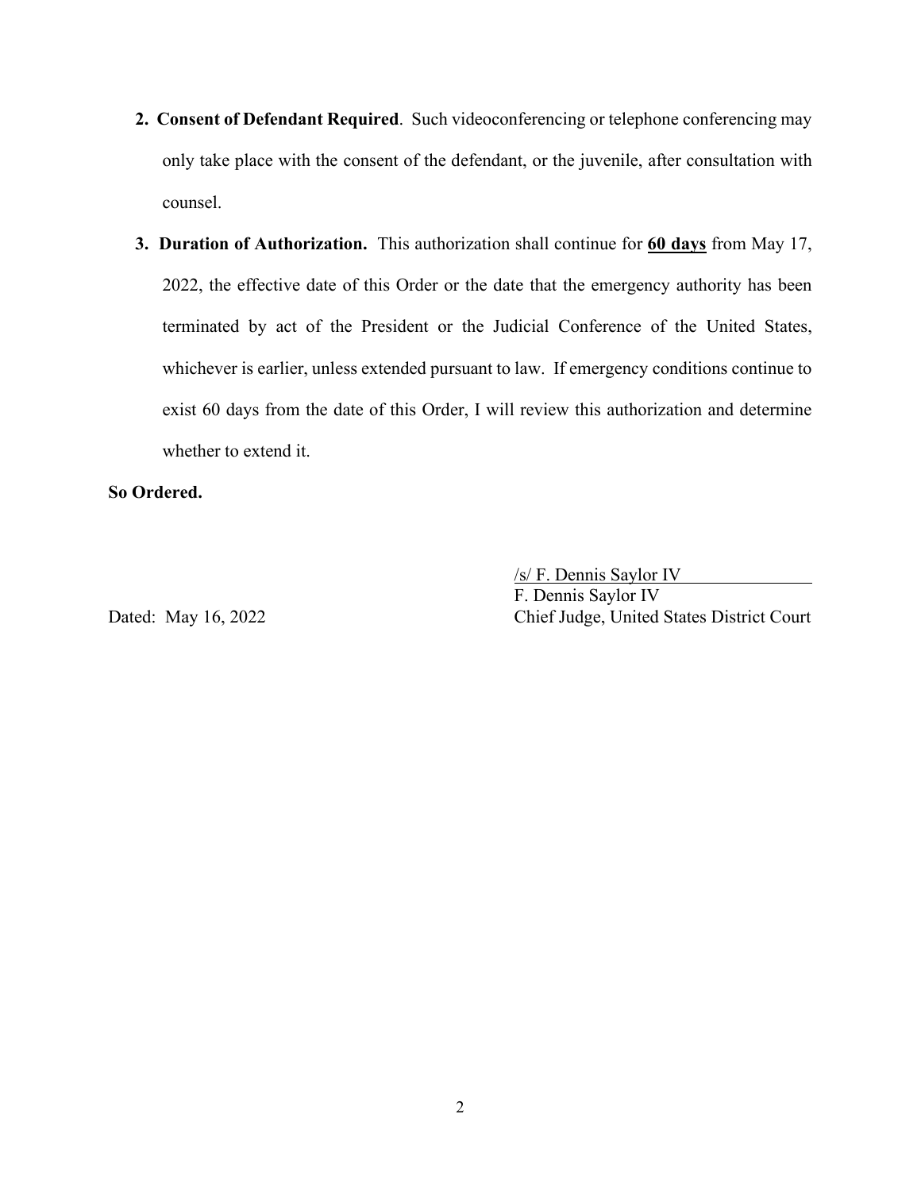2. **Consent of Defendant Required**. Such videoconferencing or telephone conferencing may only take place with the consent of the defendant, or the juvenile, after consultation with counsel.

3. **Duration of Authorization.** This authorization shall continue for **<u>60 days</u>** from May 17, 2022, the effective date of this Order or the date that the emergency authority has been terminated by act of the President or the Judicial Conference of the United States, whichever is earlier, unless extended pursuant to law. If emergency conditions continue to exist 60 days from the date of this Order, I will review this authorization and determine whether to extend it.

**So Ordered.**

/s/ F. Dennis Saylor IV
F. Dennis Saylor IV
Chief Judge, United States District Court

Dated: May 16, 2022